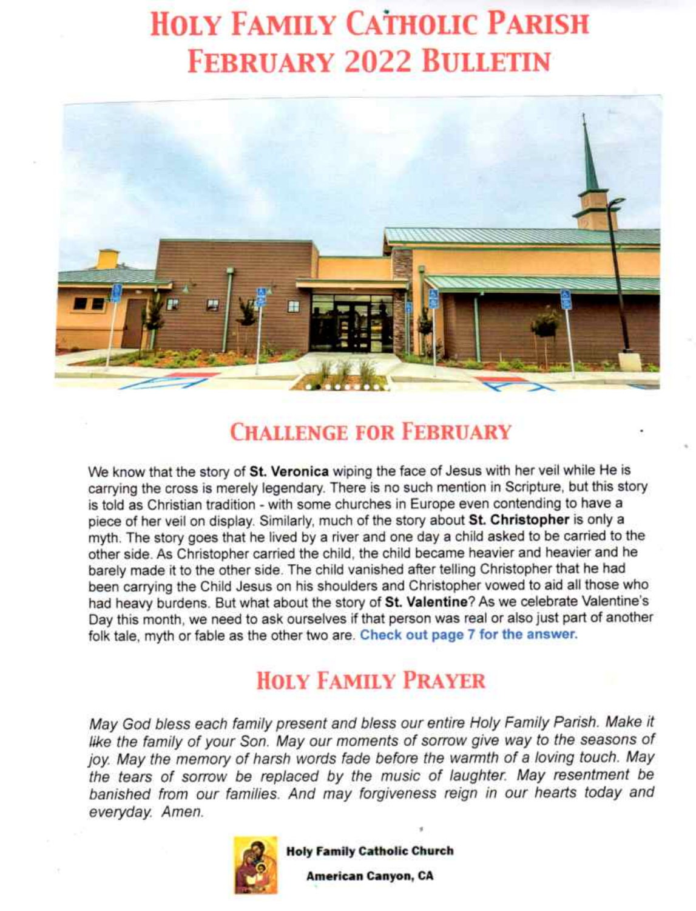# Holy Family Catholic Parish February 2022 Bulletin

## Challenge for February

We know that the story of **St. Veronica** wiping the face of Jesus with her veil while He is carrying the cross is merely legendary. There is no such mention in Scripture, but this story is told as Christian tradition - with some churches in Europe even contending to have a piece of her veil on display. Similarly, much of the story about **St. Christopher** is only a myth. The story goes that he lived by a river and one day a child asked to be carried to the other side. As Christopher carried the child, the child became heavier and heavier and he barely made it to the other side. The child vanished after telling Christopher that he had been carrying the Child Jesus on his shoulders and Christopher vowed to aid all those who had heavy burdens. But what about the story of **St. Valentine**? As we celebrate Valentine's Day this month, we need to ask ourselves if that person was real or also just part of another folk tale, myth or fable as the other two are. **Check out page 7 for the answer.**

## Holy Family Prayer

*May God bless each family present and bless our entire Holy Family Parish. Make it like the family of your Son. May our moments of sorrow give way to the seasons of joy. May the memory of harsh words fade before the warmth of a loving touch. May the tears of sorrow be replaced by the music of laughter. May resentment be banished from our families. And may forgiveness reign in our hearts today and everyday. Amen.*

**Holy Family Catholic Church**

**American Canyon, CA**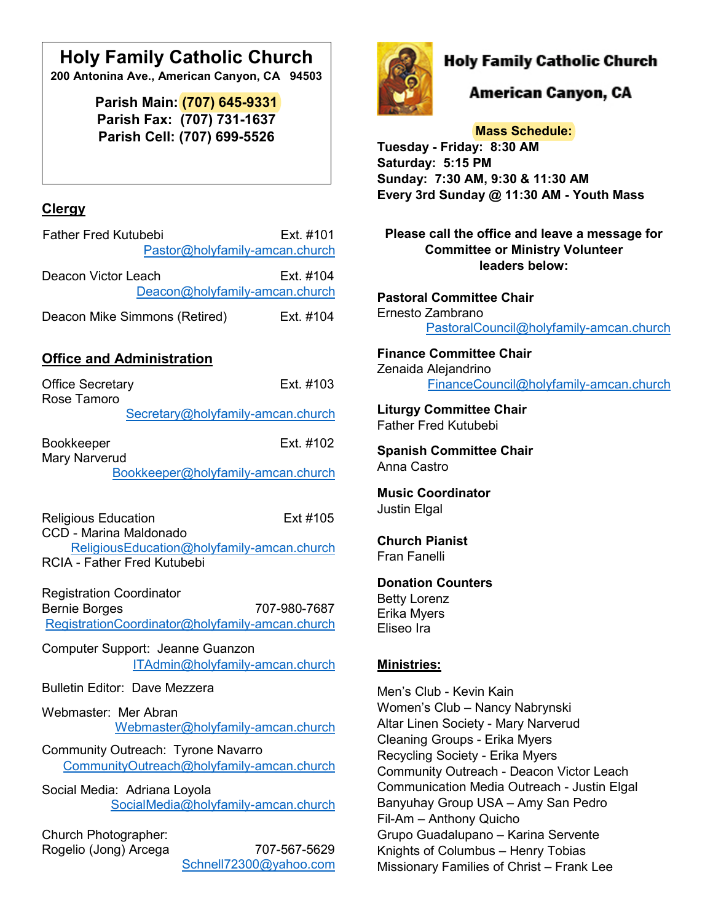# Holy Family Catholic Church

**200 Antonina Ave., American Canyon, CA 94503**

**Parish Main: (707) 645-9331**
**Parish Fax: (707) 731-1637**
**Parish Cell: (707) 699-5526**

## Clergy

Father Fred Kutubebi — Ext. #101
Pastor@holyfamily-amcan.church

Deacon Victor Leach — Ext. #104
Deacon@holyfamily-amcan.church

Deacon Mike Simmons (Retired) — Ext. #104

## Office and Administration

Office Secretary — Ext. #103
Rose Tamoro
Secretary@holyfamily-amcan.church

Bookkeeper — Ext. #102
Mary Narverud
Bookkeeper@holyfamily-amcan.church

Religious Education — Ext #105
CCD - Marina Maldonado
ReligiousEducation@holyfamily-amcan.church
RCIA - Father Fred Kutubebi

Registration Coordinator
Bernie Borges — 707-980-7687
RegistrationCoordinator@holyfamily-amcan.church

Computer Support: Jeanne Guanzon
ITAdmin@holyfamily-amcan.church

Bulletin Editor: Dave Mezzera

Webmaster: Mer Abran
Webmaster@holyfamily-amcan.church

Community Outreach: Tyrone Navarro
CommunityOutreach@holyfamily-amcan.church

Social Media: Adriana Loyola
SocialMedia@holyfamily-amcan.church

Church Photographer:
Rogelio (Jong) Arcega — 707-567-5629
Schnell72300@yahoo.com

# Holy Family Catholic Church

## American Canyon, CA

**Mass Schedule:**
**Tuesday - Friday: 8:30 AM**
**Saturday: 5:15 PM**
**Sunday: 7:30 AM, 9:30 & 11:30 AM**
**Every 3rd Sunday @ 11:30 AM - Youth Mass**

**Please call the office and leave a message for Committee or Ministry Volunteer leaders below:**

**Pastoral Committee Chair**
Ernesto Zambrano
PastoralCouncil@holyfamily-amcan.church

**Finance Committee Chair**
Zenaida Alejandrino
FinanceCouncil@holyfamily-amcan.church

**Liturgy Committee Chair**
Father Fred Kutubebi

**Spanish Committee Chair**
Anna Castro

**Music Coordinator**
Justin Elgal

**Church Pianist**
Fran Fanelli

**Donation Counters**
Betty Lorenz
Erika Myers
Eliseo Ira

## Ministries:

Men's Club - Kevin Kain
Women's Club – Nancy Nabrynski
Altar Linen Society - Mary Narverud
Cleaning Groups - Erika Myers
Recycling Society - Erika Myers
Community Outreach - Deacon Victor Leach
Communication Media Outreach - Justin Elgal
Banyuhay Group USA – Amy San Pedro
Fil-Am – Anthony Quicho
Grupo Guadalupano – Karina Servente
Knights of Columbus – Henry Tobias
Missionary Families of Christ – Frank Lee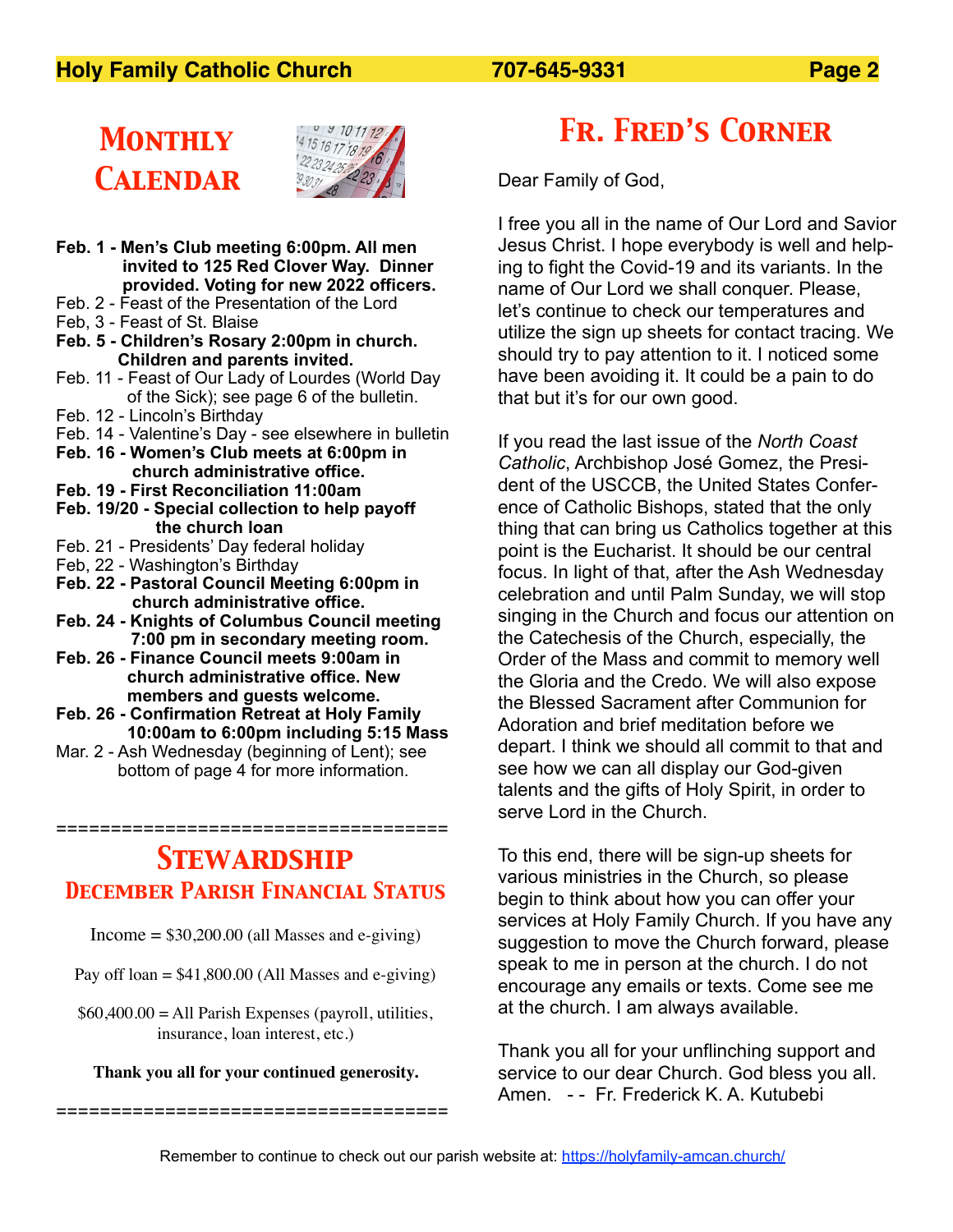## Monthly Calendar

**Feb. 1 - Men's Club meeting 6:00pm. All men invited to 125 Red Clover Way. Dinner provided. Voting for new 2022 officers.**
Feb. 2 - Feast of the Presentation of the Lord
Feb, 3 - Feast of St. Blaise
**Feb. 5 - Children's Rosary 2:00pm in church. Children and parents invited.**
Feb. 11 - Feast of Our Lady of Lourdes (World Day of the Sick); see page 6 of the bulletin.
Feb. 12 - Lincoln's Birthday
Feb. 14 - Valentine's Day - see elsewhere in bulletin
**Feb. 16 - Women's Club meets at 6:00pm in church administrative office.**
**Feb. 19 - First Reconciliation 11:00am**
**Feb. 19/20 - Special collection to help payoff the church loan**
Feb. 21 - Presidents' Day federal holiday
Feb, 22 - Washington's Birthday
**Feb. 22 - Pastoral Council Meeting 6:00pm in church administrative office.**
**Feb. 24 - Knights of Columbus Council meeting 7:00 pm in secondary meeting room.**
**Feb. 26 - Finance Council meets 9:00am in church administrative office. New members and guests welcome.**
**Feb. 26 - Confirmation Retreat at Holy Family 10:00am to 6:00pm including 5:15 Mass**
Mar. 2 - Ash Wednesday (beginning of Lent); see bottom of page 4 for more information.

====================================

## Stewardship

### December Parish Financial Status

Income = $30,200.00 (all Masses and e-giving)

Pay off loan = $41,800.00 (All Masses and e-giving)

$60,400.00 = All Parish Expenses (payroll, utilities, insurance, loan interest, etc.)

**Thank you all for your continued generosity.**

====================================

## Fr. Fred's Corner

Dear Family of God,

I free you all in the name of Our Lord and Savior Jesus Christ. I hope everybody is well and helping to fight the Covid-19 and its variants. In the name of Our Lord we shall conquer. Please, let's continue to check our temperatures and utilize the sign up sheets for contact tracing. We should try to pay attention to it. I noticed some have been avoiding it. It could be a pain to do that but it's for our own good.

If you read the last issue of the *North Coast Catholic*, Archbishop José Gomez, the President of the USCCB, the United States Conference of Catholic Bishops, stated that the only thing that can bring us Catholics together at this point is the Eucharist. It should be our central focus. In light of that, after the Ash Wednesday celebration and until Palm Sunday, we will stop singing in the Church and focus our attention on the Catechesis of the Church, especially, the Order of the Mass and commit to memory well the Gloria and the Credo. We will also expose the Blessed Sacrament after Communion for Adoration and brief meditation before we depart. I think we should all commit to that and see how we can all display our God-given talents and the gifts of Holy Spirit, in order to serve Lord in the Church.

To this end, there will be sign-up sheets for various ministries in the Church, so please begin to think about how you can offer your services at Holy Family Church. If you have any suggestion to move the Church forward, please speak to me in person at the church. I do not encourage any emails or texts. Come see me at the church. I am always available.

Thank you all for your unflinching support and service to our dear Church. God bless you all. Amen. - - Fr. Frederick K. A. Kutubebi

Remember to continue to check out our parish website at: https://holyfamily-amcan.church/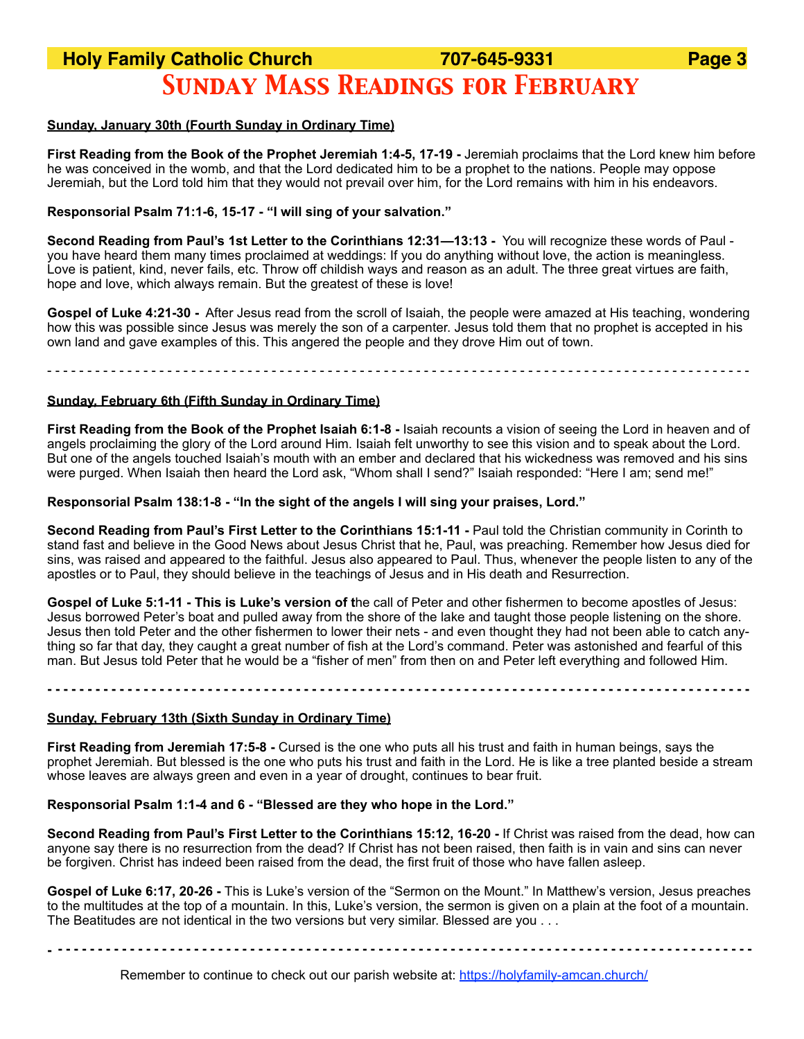# Sunday Mass Readings for February

**Sunday, January 30th (Fourth Sunday in Ordinary Time)**

**First Reading from the Book of the Prophet Jeremiah 1:4-5, 17-19 -** Jeremiah proclaims that the Lord knew him before he was conceived in the womb, and that the Lord dedicated him to be a prophet to the nations. People may oppose Jeremiah, but the Lord told him that they would not prevail over him, for the Lord remains with him in his endeavors.

**Responsorial Psalm 71:1-6, 15-17 - "I will sing of your salvation."**

**Second Reading from Paul's 1st Letter to the Corinthians 12:31—13:13 -** You will recognize these words of Paul - you have heard them many times proclaimed at weddings: If you do anything without love, the action is meaningless. Love is patient, kind, never fails, etc. Throw off childish ways and reason as an adult. The three great virtues are faith, hope and love, which always remain. But the greatest of these is love!

**Gospel of Luke 4:21-30 -** After Jesus read from the scroll of Isaiah, the people were amazed at His teaching, wondering how this was possible since Jesus was merely the son of a carpenter. Jesus told them that no prophet is accepted in his own land and gave examples of this. This angered the people and they drove Him out of town.

- - - - - - - - - - - - - - - - - - - - - - - - - - - - - - - - - - - - - - - - - - - - - - - - - - - - - - - - - - - - - - - - - - - - - - - - - - - - - -

**Sunday, February 6th (Fifth Sunday in Ordinary Time)**

**First Reading from the Book of the Prophet Isaiah 6:1-8 -** Isaiah recounts a vision of seeing the Lord in heaven and of angels proclaiming the glory of the Lord around Him. Isaiah felt unworthy to see this vision and to speak about the Lord. But one of the angels touched Isaiah's mouth with an ember and declared that his wickedness was removed and his sins were purged. When Isaiah then heard the Lord ask, "Whom shall I send?" Isaiah responded: "Here I am; send me!"

**Responsorial Psalm 138:1-8 - "In the sight of the angels I will sing your praises, Lord."**

**Second Reading from Paul's First Letter to the Corinthians 15:1-11 -** Paul told the Christian community in Corinth to stand fast and believe in the Good News about Jesus Christ that he, Paul, was preaching. Remember how Jesus died for sins, was raised and appeared to the faithful. Jesus also appeared to Paul. Thus, whenever the people listen to any of the apostles or to Paul, they should believe in the teachings of Jesus and in His death and Resurrection.

**Gospel of Luke 5:1-11 - This is Luke's version of t**he call of Peter and other fishermen to become apostles of Jesus: Jesus borrowed Peter's boat and pulled away from the shore of the lake and taught those people listening on the shore. Jesus then told Peter and the other fishermen to lower their nets - and even thought they had not been able to catch anything so far that day, they caught a great number of fish at the Lord's command. Peter was astonished and fearful of this man. But Jesus told Peter that he would be a "fisher of men" from then on and Peter left everything and followed Him.

- - - - - - - - - - - - - - - - - - - - - - - - - - - - - - - - - - - - - - - - - - - - - - - - - - - - - - - - - - - - - - - - - - - - - - - - - - - - - -

**Sunday, February 13th (Sixth Sunday in Ordinary Time)**

**First Reading from Jeremiah 17:5-8 -** Cursed is the one who puts all his trust and faith in human beings, says the prophet Jeremiah. But blessed is the one who puts his trust and faith in the Lord. He is like a tree planted beside a stream whose leaves are always green and even in a year of drought, continues to bear fruit.

**Responsorial Psalm 1:1-4 and 6 - "Blessed are they who hope in the Lord."**

**Second Reading from Paul's First Letter to the Corinthians 15:12, 16-20 -** If Christ was raised from the dead, how can anyone say there is no resurrection from the dead? If Christ has not been raised, then faith is in vain and sins can never be forgiven. Christ has indeed been raised from the dead, the first fruit of those who have fallen asleep.

**Gospel of Luke 6:17, 20-26 -** This is Luke's version of the "Sermon on the Mount." In Matthew's version, Jesus preaches to the multitudes at the top of a mountain. In this, Luke's version, the sermon is given on a plain at the foot of a mountain. The Beatitudes are not identical in the two versions but very similar. Blessed are you . . .

- - - - - - - - - - - - - - - - - - - - - - - - - - - - - - - - - - - - - - - - - - - - - - - - - - - - - - - - - - - - - - - - - - - - - - - - - - - - - -

Remember to continue to check out our parish website at: https://holyfamily-amcan.church/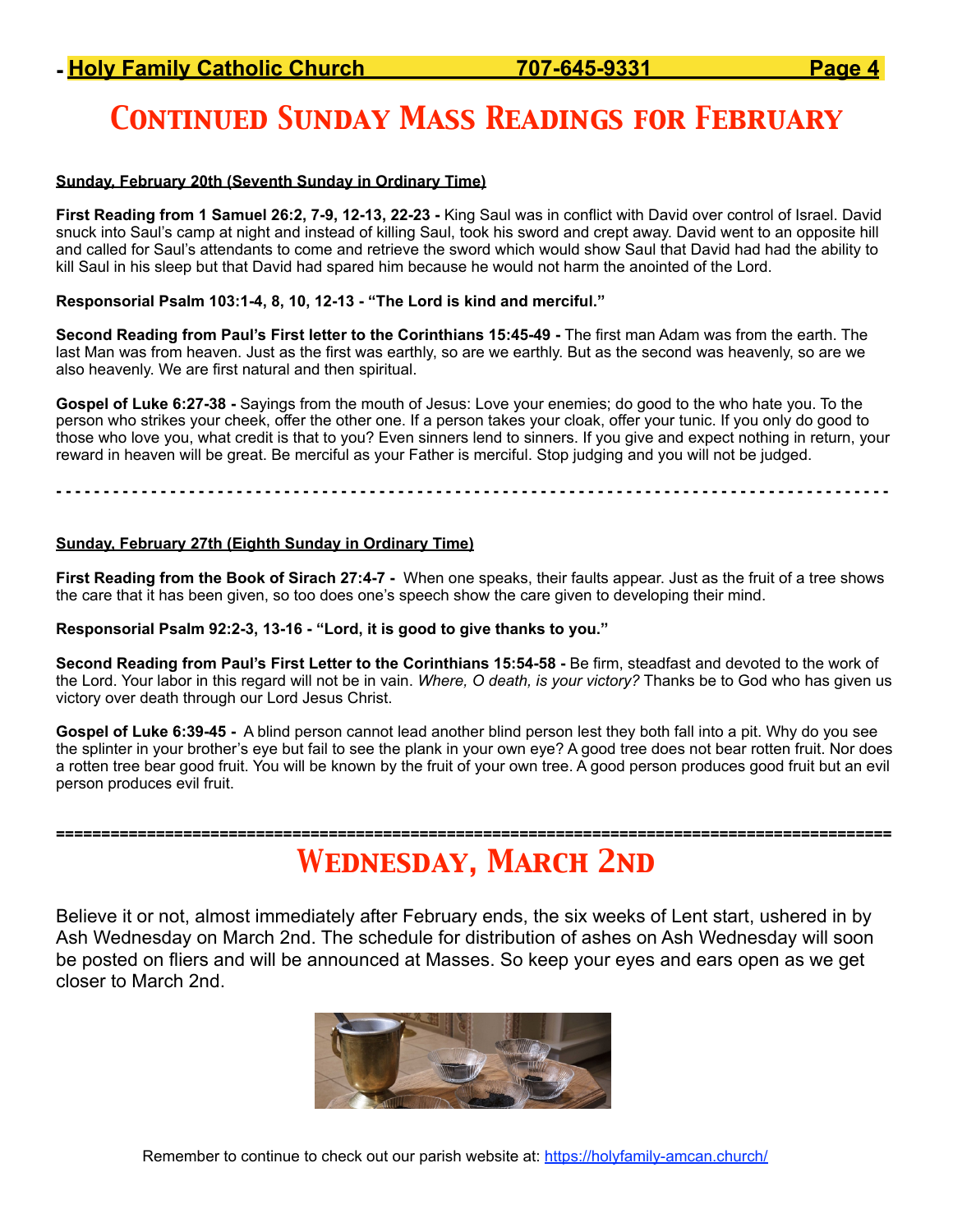# Continued Sunday Mass Readings for February

**Sunday, February 20th (Seventh Sunday in Ordinary Time)**

**First Reading from 1 Samuel 26:2, 7-9, 12-13, 22-23 -** King Saul was in conflict with David over control of Israel. David snuck into Saul's camp at night and instead of killing Saul, took his sword and crept away. David went to an opposite hill and called for Saul's attendants to come and retrieve the sword which would show Saul that David had had the ability to kill Saul in his sleep but that David had spared him because he would not harm the anointed of the Lord.

**Responsorial Psalm 103:1-4, 8, 10, 12-13 - "The Lord is kind and merciful."**

**Second Reading from Paul's First letter to the Corinthians 15:45-49 -** The first man Adam was from the earth. The last Man was from heaven. Just as the first was earthly, so are we earthly. But as the second was heavenly, so are we also heavenly. We are first natural and then spiritual.

**Gospel of Luke 6:27-38 -** Sayings from the mouth of Jesus: Love your enemies; do good to the who hate you. To the person who strikes your cheek, offer the other one. If a person takes your cloak, offer your tunic. If you only do good to those who love you, what credit is that to you? Even sinners lend to sinners. If you give and expect nothing in return, your reward in heaven will be great. Be merciful as your Father is merciful. Stop judging and you will not be judged.

---

**Sunday, February 27th (Eighth Sunday in Ordinary Time)**

**First Reading from the Book of Sirach 27:4-7 -** When one speaks, their faults appear. Just as the fruit of a tree shows the care that it has been given, so too does one's speech show the care given to developing their mind.

**Responsorial Psalm 92:2-3, 13-16 - "Lord, it is good to give thanks to you."**

**Second Reading from Paul's First Letter to the Corinthians 15:54-58 -** Be firm, steadfast and devoted to the work of the Lord. Your labor in this regard will not be in vain. *Where, O death, is your victory?* Thanks be to God who has given us victory over death through our Lord Jesus Christ.

**Gospel of Luke 6:39-45 -** A blind person cannot lead another blind person lest they both fall into a pit. Why do you see the splinter in your brother's eye but fail to see the plank in your own eye? A good tree does not bear rotten fruit. Nor does a rotten tree bear good fruit. You will be known by the fruit of your own tree. A good person produces good fruit but an evil person produces evil fruit.

---

# Wednesday, March 2nd

Believe it or not, almost immediately after February ends, the six weeks of Lent start, ushered in by Ash Wednesday on March 2nd. The schedule for distribution of ashes on Ash Wednesday will soon be posted on fliers and will be announced at Masses. So keep your eyes and ears open as we get closer to March 2nd.

Remember to continue to check out our parish website at: https://holyfamily-amcan.church/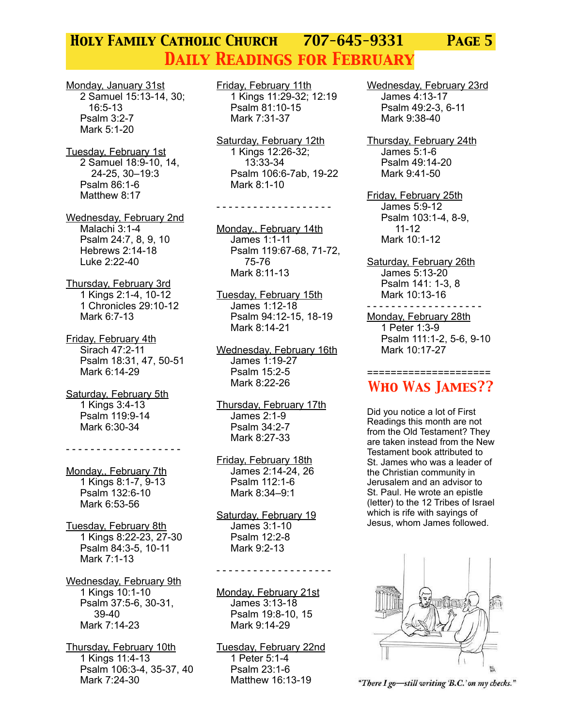# Daily Readings for February

Monday, January 31st
2 Samuel 15:13-14, 30; 16:5-13
Psalm 3:2-7
Mark 5:1-20

Tuesday, February 1st
2 Samuel 18:9-10, 14, 24-25, 30–19:3
Psalm 86:1-6
Matthew 8:17

Wednesday, February 2nd
Malachi 3:1-4
Psalm 24:7, 8, 9, 10
Hebrews 2:14-18
Luke 2:22-40

Thursday, February 3rd
1 Kings 2:1-4, 10-12
1 Chronicles 29:10-12
Mark 6:7-13

Friday, February 4th
Sirach 47:2-11
Psalm 18:31, 47, 50-51
Mark 6:14-29

Saturday, February 5th
1 Kings 3:4-13
Psalm 119:9-14
Mark 6:30-34

- - - - - - - - - - - - - - - - - - -

Monday,, February 7th
1 Kings 8:1-7, 9-13
Psalm 132:6-10
Mark 6:53-56

Tuesday, February 8th
1 Kings 8:22-23, 27-30
Psalm 84:3-5, 10-11
Mark 7:1-13

Wednesday, February 9th
1 Kings 10:1-10
Psalm 37:5-6, 30-31, 39-40
Mark 7:14-23

Thursday, February 10th
1 Kings 11:4-13
Psalm 106:3-4, 35-37, 40
Mark 7:24-30

Friday, February 11th
1 Kings 11:29-32; 12:19
Psalm 81:10-15
Mark 7:31-37

Saturday, February 12th
1 Kings 12:26-32; 13:33-34
Psalm 106:6-7ab, 19-22
Mark 8:1-10

- - - - - - - - - - - - - - - - - - -

Monday,, February 14th
James 1:1-11
Psalm 119:67-68, 71-72, 75-76
Mark 8:11-13

Tuesday, February 15th
James 1:12-18
Psalm 94:12-15, 18-19
Mark 8:14-21

Wednesday, February 16th
James 1:19-27
Psalm 15:2-5
Mark 8:22-26

Thursday, February 17th
James 2:1-9
Psalm 34:2-7
Mark 8:27-33

Friday, February 18th
James 2:14-24, 26
Psalm 112:1-6
Mark 8:34–9:1

Saturday, February 19
James 3:1-10
Psalm 12:2-8
Mark 9:2-13

- - - - - - - - - - - - - - - - - - -

Monday, February 21st
James 3:13-18
Psalm 19:8-10, 15
Mark 9:14-29

Tuesday, February 22nd
1 Peter 5:1-4
Psalm 23:1-6
Matthew 16:13-19

Wednesday, February 23rd
James 4:13-17
Psalm 49:2-3, 6-11
Mark 9:38-40

Thursday, February 24th
James 5:1-6
Psalm 49:14-20
Mark 9:41-50

Friday, February 25th
James 5:9-12
Psalm 103:1-4, 8-9, 11-12
Mark 10:1-12

Saturday, February 26th
James 5:13-20
Psalm 141: 1-3, 8
Mark 10:13-16

- - - - - - - - - - - - - - - - - - -

Monday, February 28th
1 Peter 1:3-9
Psalm 111:1-2, 5-6, 9-10
Mark 10:17-27

====================

## Who Was James??

Did you notice a lot of First Readings this month are not from the Old Testament? They are taken instead from the New Testament book attributed to St. James who was a leader of the Christian community in Jerusalem and an advisor to St. Paul. He wrote an epistle (letter) to the 12 Tribes of Israel which is rife with sayings of Jesus, whom James followed.

*"There I go—still writing 'B.C.' on my checks."*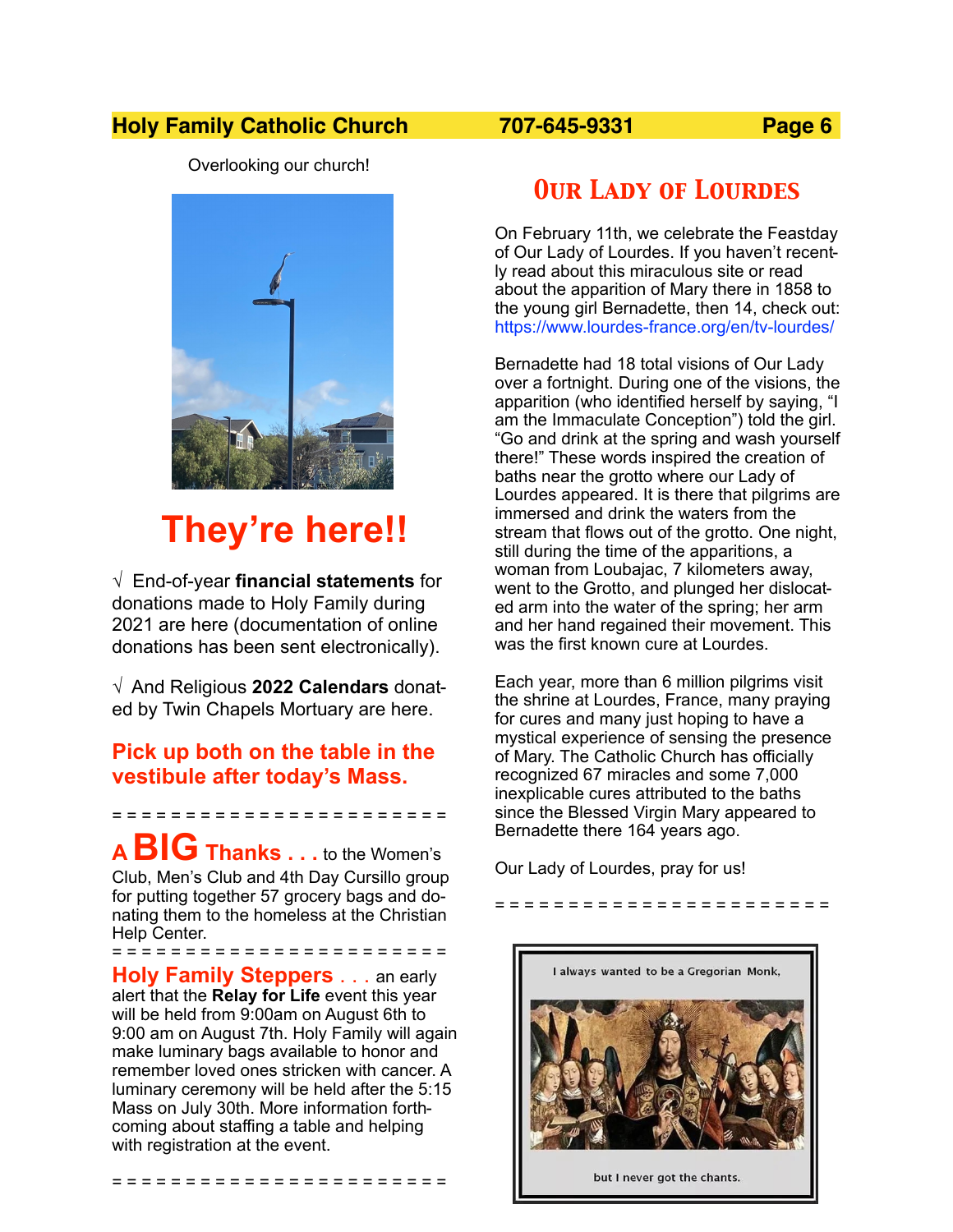Overlooking our church!

# They're here!!

√ End-of-year **financial statements** for donations made to Holy Family during 2021 are here (documentation of online donations has been sent electronically).

√ And Religious **2022 Calendars** donated by Twin Chapels Mortuary are here.

**Pick up both on the table in the vestibule after today's Mass.**

= = = = = = = = = = = = = = = = = = = = = = =

**A BIG Thanks . . .** to the Women's Club, Men's Club and 4th Day Cursillo group for putting together 57 grocery bags and donating them to the homeless at the Christian Help Center.

= = = = = = = = = = = = = = = = = = = = = = =

**Holy Family Steppers . . .** an early alert that the **Relay for Life** event this year will be held from 9:00am on August 6th to 9:00 am on August 7th. Holy Family will again make luminary bags available to honor and remember loved ones stricken with cancer. A luminary ceremony will be held after the 5:15 Mass on July 30th. More information forthcoming about staffing a table and helping with registration at the event.

= = = = = = = = = = = = = = = = = = = = = = =

## Our Lady of Lourdes

On February 11th, we celebrate the Feastday of Our Lady of Lourdes. If you haven't recently read about this miraculous site or read about the apparition of Mary there in 1858 to the young girl Bernadette, then 14, check out: https://www.lourdes-france.org/en/tv-lourdes/

Bernadette had 18 total visions of Our Lady over a fortnight. During one of the visions, the apparition (who identified herself by saying, "I am the Immaculate Conception") told the girl. "Go and drink at the spring and wash yourself there!" These words inspired the creation of baths near the grotto where our Lady of Lourdes appeared. It is there that pilgrims are immersed and drink the waters from the stream that flows out of the grotto. One night, still during the time of the apparitions, a woman from Loubajac, 7 kilometers away, went to the Grotto, and plunged her dislocated arm into the water of the spring; her arm and her hand regained their movement. This was the first known cure at Lourdes.

Each year, more than 6 million pilgrims visit the shrine at Lourdes, France, many praying for cures and many just hoping to have a mystical experience of sensing the presence of Mary. The Catholic Church has officially recognized 67 miracles and some 7,000 inexplicable cures attributed to the baths since the Blessed Virgin Mary appeared to Bernadette there 164 years ago.

Our Lady of Lourdes, pray for us!

= = = = = = = = = = = = = = = = = = = = = = =

I always wanted to be a Gregorian Monk,

but I never got the chants.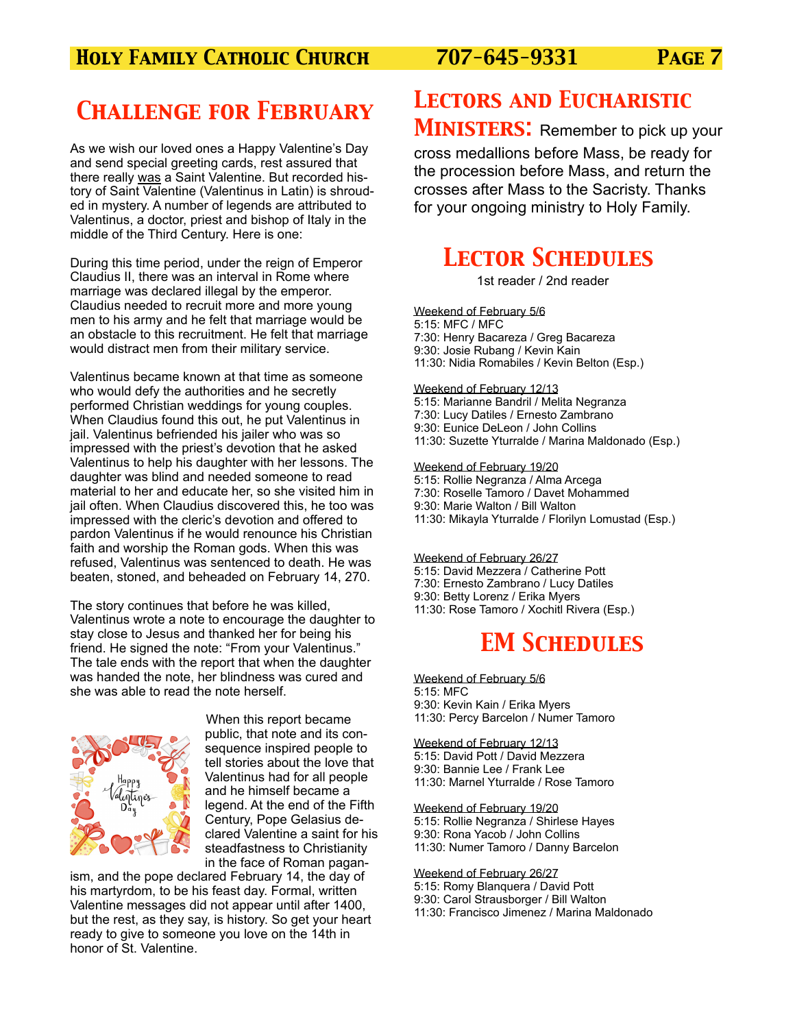## Challenge for February

As we wish our loved ones a Happy Valentine's Day and send special greeting cards, rest assured that there really was a Saint Valentine. But recorded history of Saint Valentine (Valentinus in Latin) is shrouded in mystery. A number of legends are attributed to Valentinus, a doctor, priest and bishop of Italy in the middle of the Third Century. Here is one:

During this time period, under the reign of Emperor Claudius II, there was an interval in Rome where marriage was declared illegal by the emperor. Claudius needed to recruit more and more young men to his army and he felt that marriage would be an obstacle to this recruitment. He felt that marriage would distract men from their military service.

Valentinus became known at that time as someone who would defy the authorities and he secretly performed Christian weddings for young couples. When Claudius found this out, he put Valentinus in jail. Valentinus befriended his jailer who was so impressed with the priest's devotion that he asked Valentinus to help his daughter with her lessons. The daughter was blind and needed someone to read material to her and educate her, so she visited him in jail often. When Claudius discovered this, he too was impressed with the cleric's devotion and offered to pardon Valentinus if he would renounce his Christian faith and worship the Roman gods. When this was refused, Valentinus was sentenced to death. He was beaten, stoned, and beheaded on February 14, 270.

The story continues that before he was killed, Valentinus wrote a note to encourage the daughter to stay close to Jesus and thanked her for being his friend. He signed the note: "From your Valentinus." The tale ends with the report that when the daughter was handed the note, her blindness was cured and she was able to read the note herself.

When this report became public, that note and its consequence inspired people to tell stories about the love that Valentinus had for all people and he himself became a legend. At the end of the Fifth Century, Pope Gelasius declared Valentine a saint for his steadfastness to Christianity in the face of Roman paganism, and the pope declared February 14, the day of his martyrdom, to be his feast day. Formal, written Valentine messages did not appear until after 1400, but the rest, as they say, is history. So get your heart ready to give to someone you love on the 14th in honor of St. Valentine.

## Lectors and Eucharistic Ministers:

Remember to pick up your cross medallions before Mass, be ready for the procession before Mass, and return the crosses after Mass to the Sacristy. Thanks for your ongoing ministry to Holy Family.

## Lector Schedules

1st reader / 2nd reader

Weekend of February 5/6
5:15: MFC / MFC
7:30: Henry Bacareza / Greg Bacareza
9:30: Josie Rubang / Kevin Kain
11:30: Nidia Romabiles / Kevin Belton (Esp.)

Weekend of February 12/13
5:15: Marianne Bandril / Melita Negranza
7:30: Lucy Datiles / Ernesto Zambrano
9:30: Eunice DeLeon / John Collins
11:30: Suzette Yturralde / Marina Maldonado (Esp.)

Weekend of February 19/20
5:15: Rollie Negranza / Alma Arcega
7:30: Roselle Tamoro / Davet Mohammed
9:30: Marie Walton / Bill Walton
11:30: Mikayla Yturralde / Florilyn Lomustad (Esp.)

Weekend of February 26/27
5:15: David Mezzera / Catherine Pott
7:30: Ernesto Zambrano / Lucy Datiles
9:30: Betty Lorenz / Erika Myers
11:30: Rose Tamoro / Xochitl Rivera (Esp.)

## EM Schedules

Weekend of February 5/6
5:15: MFC
9:30: Kevin Kain / Erika Myers
11:30: Percy Barcelon / Numer Tamoro

Weekend of February 12/13
5:15: David Pott / David Mezzera
9:30: Bannie Lee / Frank Lee
11:30: Marnel Yturralde / Rose Tamoro

Weekend of February 19/20
5:15: Rollie Negranza / Shirlese Hayes
9:30: Rona Yacob / John Collins
11:30: Numer Tamoro / Danny Barcelon

Weekend of February 26/27
5:15: Romy Blanquera / David Pott
9:30: Carol Strausborger / Bill Walton
11:30: Francisco Jimenez / Marina Maldonado